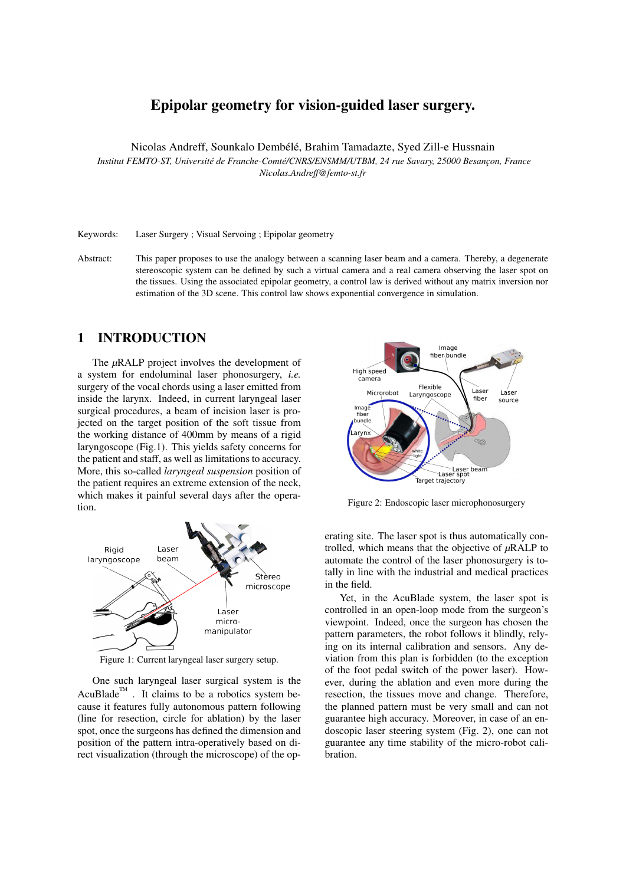# Epipolar geometry for vision-guided laser surgery.

Nicolas Andreff, Sounkalo Dembélé, Brahim Tamadazte, Syed Zill-e Hussnain

*Institut FEMTO-ST, Université de Franche-Comté/CNRS/ENSMM/UTBM, 24 rue Savary, 25000 Besançon, France*
*Nicolas.Andreff@femto-st.fr*

Keywords: Laser Surgery ; Visual Servoing ; Epipolar geometry

Abstract: This paper proposes to use the analogy between a scanning laser beam and a camera. Thereby, a degenerate stereoscopic system can be defined by such a virtual camera and a real camera observing the laser spot on the tissues. Using the associated epipolar geometry, a control law is derived without any matrix inversion nor estimation of the 3D scene. This control law shows exponential convergence in simulation.

## 1 INTRODUCTION

The $\mu$RALP project involves the development of a system for endoluminal laser phonosurgery, *i.e.* surgery of the vocal chords using a laser emitted from inside the larynx. Indeed, in current laryngeal laser surgical procedures, a beam of incision laser is projected on the target position of the soft tissue from the working distance of 400mm by means of a rigid laryngoscope (Fig.1). This yields safety concerns for the patient and staff, as well as limitations to accuracy. More, this so-called *laryngeal suspension* position of the patient requires an extreme extension of the neck, which makes it painful several days after the operation.

Figure 1: Current laryngeal laser surgery setup.

One such laryngeal laser surgical system is the AcuBlade™ . It claims to be a robotics system because it features fully autonomous pattern following (line for resection, circle for ablation) by the laser spot, once the surgeons has defined the dimension and position of the pattern intra-operatively based on direct visualization (through the microscope) of the operating site. The laser spot is thus automatically controlled, which means that the objective of $\mu$RALP to automate the control of the laser phonosurgery is totally in line with the industrial and medical practices in the field.

Figure 2: Endoscopic laser microphonosurgery

Yet, in the AcuBlade system, the laser spot is controlled in an open-loop mode from the surgeon's viewpoint. Indeed, once the surgeon has chosen the pattern parameters, the robot follows it blindly, relying on its internal calibration and sensors. Any deviation from this plan is forbidden (to the exception of the foot pedal switch of the power laser). However, during the ablation and even more during the resection, the tissues move and change. Therefore, the planned pattern must be very small and can not guarantee high accuracy. Moreover, in case of an endoscopic laser steering system (Fig. 2), one can not guarantee any time stability of the micro-robot calibration.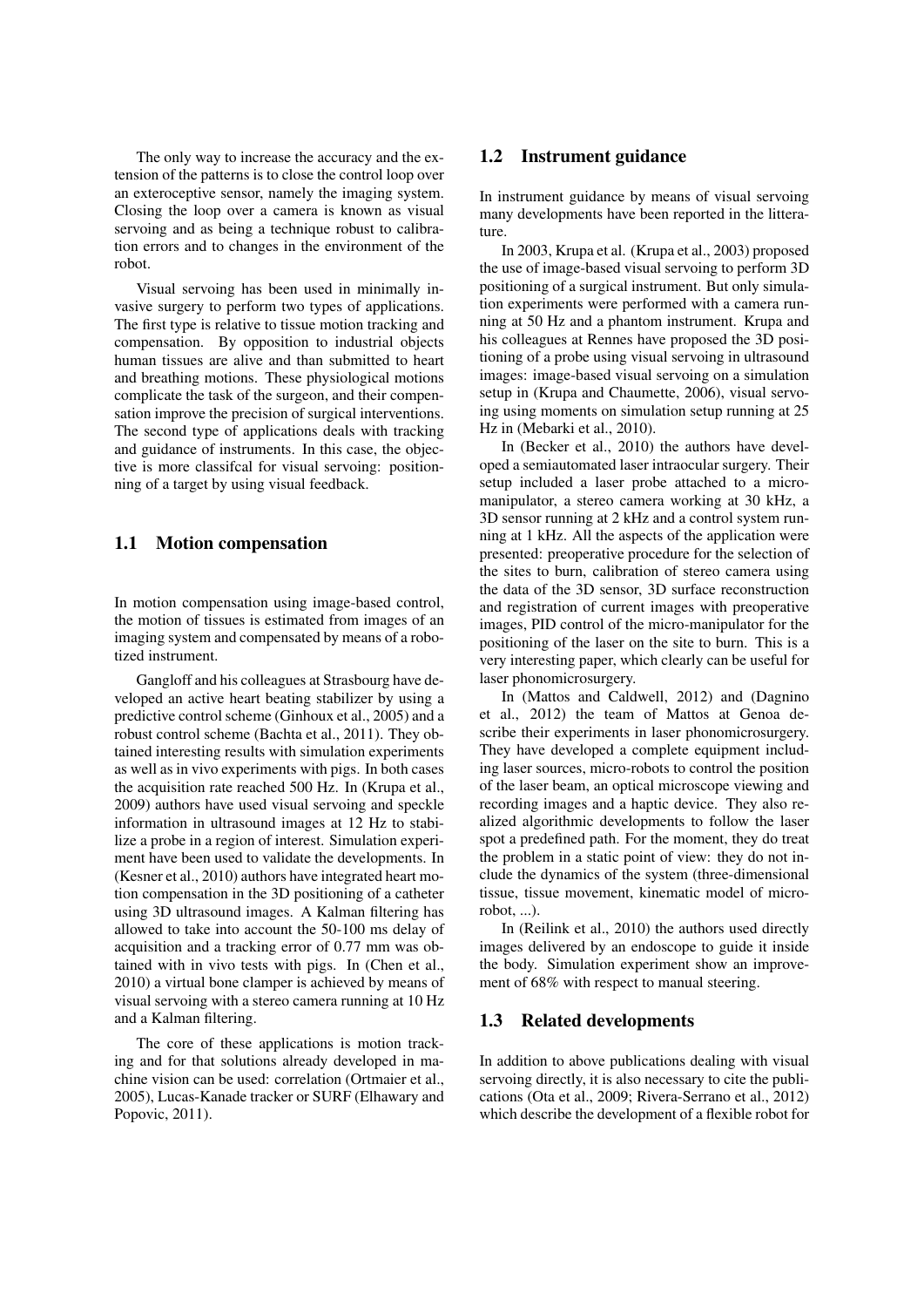The only way to increase the accuracy and the extension of the patterns is to close the control loop over an exteroceptive sensor, namely the imaging system. Closing the loop over a camera is known as visual servoing and as being a technique robust to calibration errors and to changes in the environment of the robot.

Visual servoing has been used in minimally invasive surgery to perform two types of applications. The first type is relative to tissue motion tracking and compensation. By opposition to industrial objects human tissues are alive and than submitted to heart and breathing motions. These physiological motions complicate the task of the surgeon, and their compensation improve the precision of surgical interventions. The second type of applications deals with tracking and guidance of instruments. In this case, the objective is more classifcal for visual servoing: positionning of a target by using visual feedback.

## 1.1 Motion compensation

In motion compensation using image-based control, the motion of tissues is estimated from images of an imaging system and compensated by means of a robotized instrument.

Gangloff and his colleagues at Strasbourg have developed an active heart beating stabilizer by using a predictive control scheme (Ginhoux et al., 2005) and a robust control scheme (Bachta et al., 2011). They obtained interesting results with simulation experiments as well as in vivo experiments with pigs. In both cases the acquisition rate reached 500 Hz. In (Krupa et al., 2009) authors have used visual servoing and speckle information in ultrasound images at 12 Hz to stabilize a probe in a region of interest. Simulation experiment have been used to validate the developments. In (Kesner et al., 2010) authors have integrated heart motion compensation in the 3D positioning of a catheter using 3D ultrasound images. A Kalman filtering has allowed to take into account the 50-100 ms delay of acquisition and a tracking error of 0.77 mm was obtained with in vivo tests with pigs. In (Chen et al., 2010) a virtual bone clamper is achieved by means of visual servoing with a stereo camera running at 10 Hz and a Kalman filtering.

The core of these applications is motion tracking and for that solutions already developed in machine vision can be used: correlation (Ortmaier et al., 2005), Lucas-Kanade tracker or SURF (Elhawary and Popovic, 2011).

## 1.2 Instrument guidance

In instrument guidance by means of visual servoing many developments have been reported in the litterature.

In 2003, Krupa et al. (Krupa et al., 2003) proposed the use of image-based visual servoing to perform 3D positioning of a surgical instrument. But only simulation experiments were performed with a camera running at 50 Hz and a phantom instrument. Krupa and his colleagues at Rennes have proposed the 3D positioning of a probe using visual servoing in ultrasound images: image-based visual servoing on a simulation setup in (Krupa and Chaumette, 2006), visual servoing using moments on simulation setup running at 25 Hz in (Mebarki et al., 2010).

In (Becker et al., 2010) the authors have developed a semiautomated laser intraocular surgery. Their setup included a laser probe attached to a micromanipulator, a stereo camera working at 30 kHz, a 3D sensor running at 2 kHz and a control system running at 1 kHz. All the aspects of the application were presented: preoperative procedure for the selection of the sites to burn, calibration of stereo camera using the data of the 3D sensor, 3D surface reconstruction and registration of current images with preoperative images, PID control of the micro-manipulator for the positioning of the laser on the site to burn. This is a very interesting paper, which clearly can be useful for laser phonomicrosurgery.

In (Mattos and Caldwell, 2012) and (Dagnino et al., 2012) the team of Mattos at Genoa describe their experiments in laser phonomicrosurgery. They have developed a complete equipment including laser sources, micro-robots to control the position of the laser beam, an optical microscope viewing and recording images and a haptic device. They also realized algorithmic developments to follow the laser spot a predefined path. For the moment, they do treat the problem in a static point of view: they do not include the dynamics of the system (three-dimensional tissue, tissue movement, kinematic model of microrobot, ...).

In (Reilink et al., 2010) the authors used directly images delivered by an endoscope to guide it inside the body. Simulation experiment show an improvement of 68% with respect to manual steering.

## 1.3 Related developments

In addition to above publications dealing with visual servoing directly, it is also necessary to cite the publications (Ota et al., 2009; Rivera-Serrano et al., 2012) which describe the development of a flexible robot for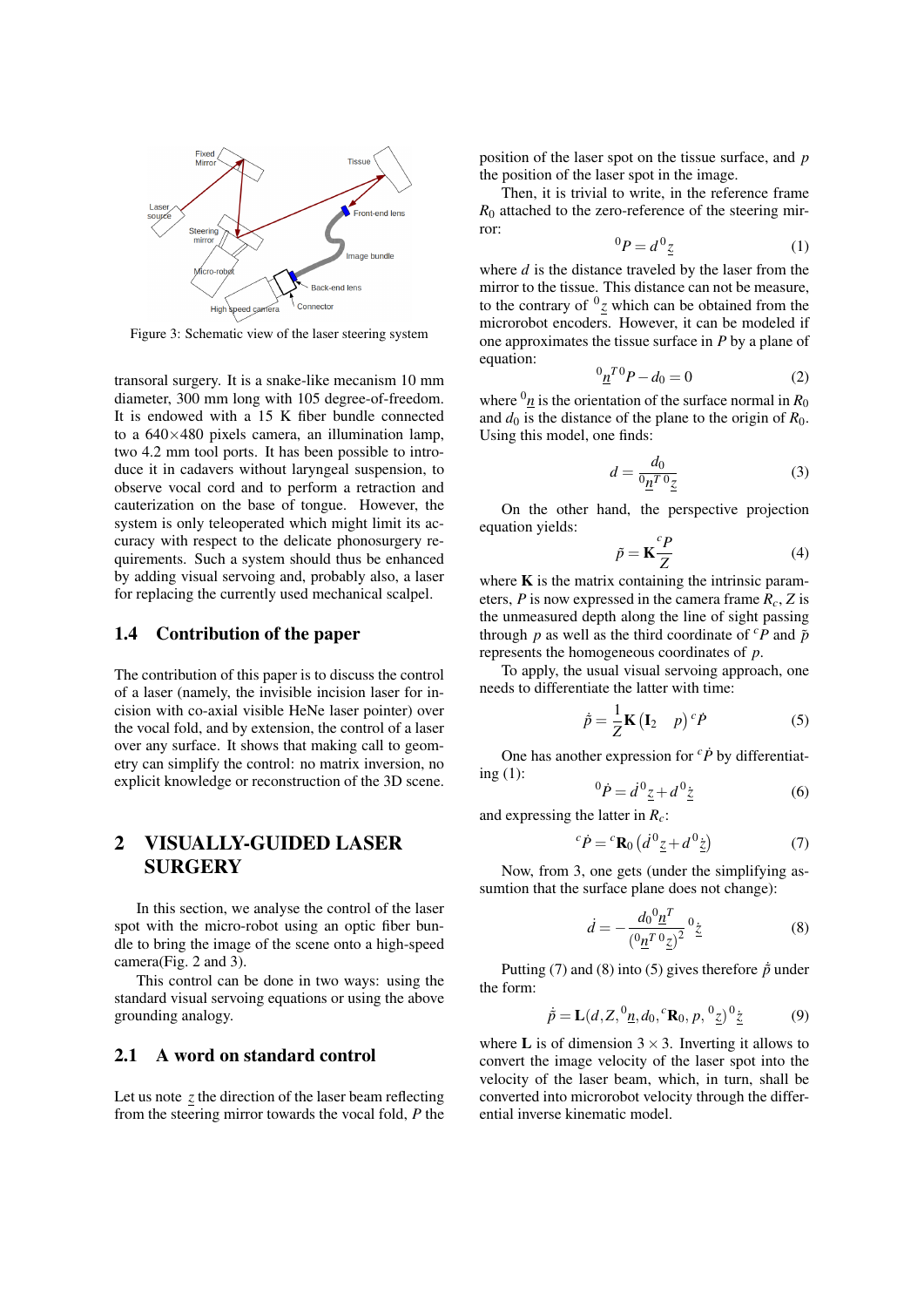Figure 3: Schematic view of the laser steering system

transoral surgery. It is a snake-like mecanism 10 mm diameter, 300 mm long with 105 degree-of-freedom. It is endowed with a 15 K fiber bundle connected to a 640×480 pixels camera, an illumination lamp, two 4.2 mm tool ports. It has been possible to introduce it in cadavers without laryngeal suspension, to observe vocal cord and to perform a retraction and cauterization on the base of tongue. However, the system is only teleoperated which might limit its accuracy with respect to the delicate phonosurgery requirements. Such a system should thus be enhanced by adding visual servoing and, probably also, a laser for replacing the currently used mechanical scalpel.

### 1.4 Contribution of the paper

The contribution of this paper is to discuss the control of a laser (namely, the invisible incision laser for incision with co-axial visible HeNe laser pointer) over the vocal fold, and by extension, the control of a laser over any surface. It shows that making call to geometry can simplify the control: no matrix inversion, no explicit knowledge or reconstruction of the 3D scene.

## 2 VISUALLY-GUIDED LASER SURGERY

In this section, we analyse the control of the laser spot with the micro-robot using an optic fiber bundle to bring the image of the scene onto a high-speed camera(Fig. 2 and 3).

This control can be done in two ways: using the standard visual servoing equations or using the above grounding analogy.

### 2.1 A word on standard control

Let us note $\underline{z}$ the direction of the laser beam reflecting from the steering mirror towards the vocal fold, $P$ the position of the laser spot on the tissue surface, and $p$ the position of the laser spot in the image.

Then, it is trivial to write, in the reference frame $R_0$ attached to the zero-reference of the steering mirror:

$$^0P = d\,^0\underline{z} \tag{1}$$

where $d$ is the distance traveled by the laser from the mirror to the tissue. This distance can not be measure, to the contrary of $^0\underline{z}$ which can be obtained from the microrobot encoders. However, it can be modeled if one approximates the tissue surface in $P$ by a plane of equation:

$$^0\underline{n}^{T\,0}P - d_0 = 0 \tag{2}$$

where $^0\underline{n}$ is the orientation of the surface normal in $R_0$ and $d_0$ is the distance of the plane to the origin of $R_0$. Using this model, one finds:

$$d = \frac{d_0}{^0\underline{n}^{T\,0}\underline{z}} \tag{3}$$

On the other hand, the perspective projection equation yields:

$$\tilde{p} = \mathbf{K}\frac{^cP}{Z} \tag{4}$$

where $\mathbf{K}$ is the matrix containing the intrinsic parameters, $P$ is now expressed in the camera frame $R_c$, $Z$ is the unmeasured depth along the line of sight passing through $p$ as well as the third coordinate of $^cP$ and $\tilde{p}$ represents the homogeneous coordinates of $p$.

To apply, the usual visual servoing approach, one needs to differentiate the latter with time:

$$\dot{\tilde{p}} = \frac{1}{Z}\mathbf{K}\left(\mathbf{I}_2 \quad p\right)^c\dot{P} \tag{5}$$

One has another expression for $^c\dot{P}$ by differentiating (1):

$$^0\dot{P} = \dot{d}\,^0\underline{z} + d\,^0\dot{\underline{z}} \tag{6}$$

and expressing the latter in $R_c$:

$$^c\dot{P} = {^c\mathbf{R}_0}\left(\dot{d}\,^0\underline{z} + d\,^0\dot{\underline{z}}\right) \tag{7}$$

Now, from 3, one gets (under the simplifying asumtion that the surface plane does not change):

$$\dot{d} = -\frac{d_0\,^0\underline{n}^T}{\left(^0\underline{n}^{T\,0}\underline{z}\right)^2}\,^0\dot{\underline{z}} \tag{8}$$

Putting (7) and (8) into (5) gives therefore $\dot{\tilde{p}}$ under the form:

$$\dot{\tilde{p}} = \mathbf{L}(d, Z, {^0\underline{n}}, d_0, {^c\mathbf{R}_0}, p, {^0\underline{z}})\,^0\dot{\underline{z}} \tag{9}$$

where $\mathbf{L}$ is of dimension $3\times3$. Inverting it allows to convert the image velocity of the laser spot into the velocity of the laser beam, which, in turn, shall be converted into microrobot velocity through the differential inverse kinematic model.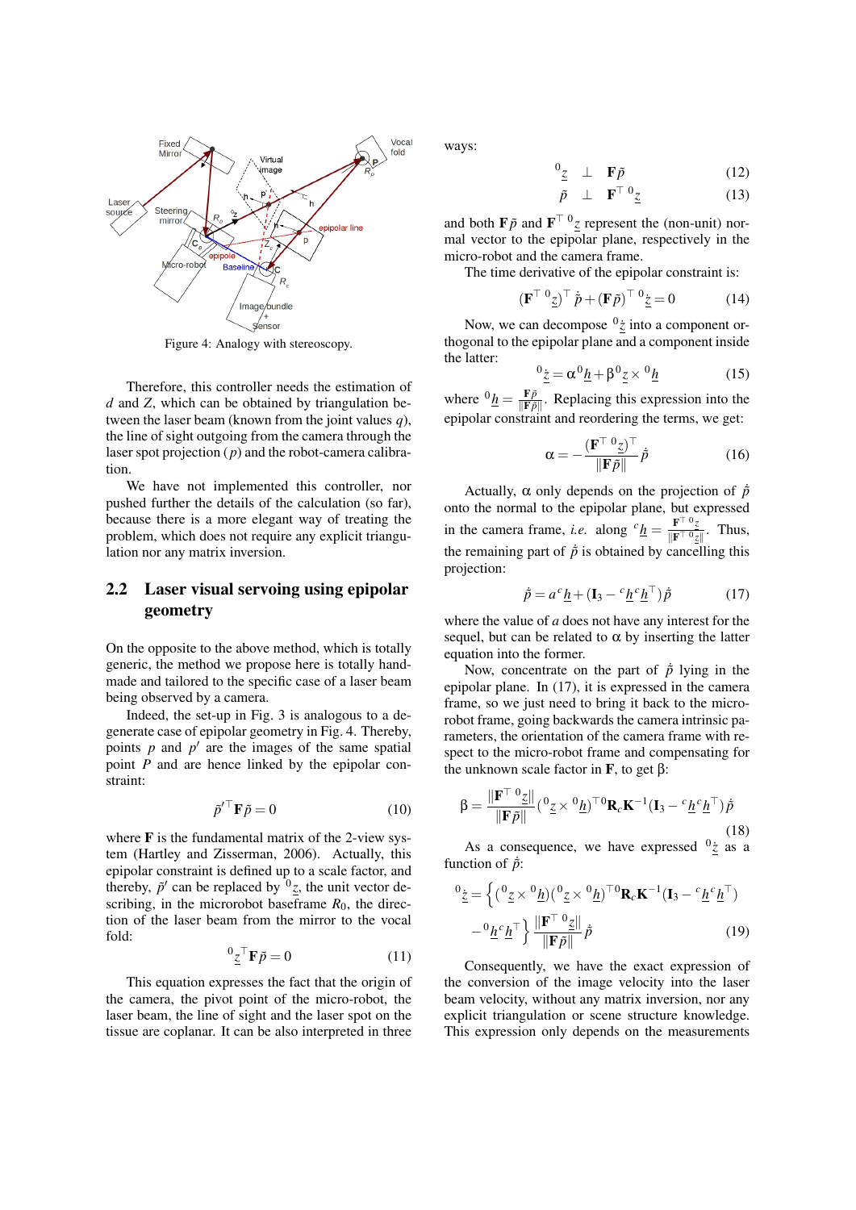Figure 4: Analogy with stereoscopy.

Therefore, this controller needs the estimation of $d$ and $Z$, which can be obtained by triangulation between the laser beam (known from the joint values $q$), the line of sight outgoing from the camera through the laser spot projection ($p$) and the robot-camera calibration.

We have not implemented this controller, nor pushed further the details of the calculation (so far), because there is a more elegant way of treating the problem, which does not require any explicit triangulation nor any matrix inversion.

## 2.2 Laser visual servoing using epipolar geometry

On the opposite to the above method, which is totally generic, the method we propose here is totally hand-made and tailored to the specific case of a laser beam being observed by a camera.

Indeed, the set-up in Fig. 3 is analogous to a degenerate case of epipolar geometry in Fig. 4. Thereby, points $p$ and $p'$ are the images of the same spatial point $P$ and are hence linked by the epipolar constraint:

$$\tilde{p}'^{\top}\mathbf{F}\tilde{p} = 0 \tag{10}$$

where $\mathbf{F}$ is the fundamental matrix of the 2-view system (Hartley and Zisserman, 2006). Actually, this epipolar constraint is defined up to a scale factor, and thereby, $\tilde{p}'$ can be replaced by ${}^{0}\underline{z}$, the unit vector describing, in the microrobot baseframe $R_0$, the direction of the laser beam from the mirror to the vocal fold:

$${}^{0}\underline{z}^{\top}\mathbf{F}\tilde{p} = 0 \tag{11}$$

This equation expresses the fact that the origin of the camera, the pivot point of the micro-robot, the laser beam, the line of sight and the laser spot on the tissue are coplanar. It can be also interpreted in three ways:

$${}^{0}\underline{z} \perp \mathbf{F}\tilde{p} \tag{12}$$

$$\tilde{p} \perp \mathbf{F}^{\top}\,{}^{0}\underline{z} \tag{13}$$

and both $\mathbf{F}\tilde{p}$ and $\mathbf{F}^{\top}\,{}^{0}\underline{z}$ represent the (non-unit) normal vector to the epipolar plane, respectively in the micro-robot and the camera frame.

The time derivative of the epipolar constraint is:

$$(\mathbf{F}^{\top}\,{}^{0}\underline{z})^{\top}\,\dot{\tilde{p}} + (\mathbf{F}\tilde{p})^{\top}\,{}^{0}\underline{\dot{z}} = 0 \tag{14}$$

Now, we can decompose ${}^{0}\underline{\dot{z}}$ into a component orthogonal to the epipolar plane and a component inside the latter:

$${}^{0}\underline{\dot{z}} = \alpha\,{}^{0}\underline{h} + \beta\,{}^{0}\underline{z} \times {}^{0}\underline{h} \tag{15}$$

where ${}^{0}\underline{h} = \frac{\mathbf{F}\tilde{p}}{\|\mathbf{F}\tilde{p}\|}$. Replacing this expression into the epipolar constraint and reordering the terms, we get:

$$\alpha = -\frac{(\mathbf{F}^{\top}\,{}^{0}\underline{z})^{\top}}{\|\mathbf{F}\tilde{p}\|}\,\dot{\tilde{p}} \tag{16}$$

Actually, $\alpha$ only depends on the projection of $\dot{\tilde{p}}$ onto the normal to the epipolar plane, but expressed in the camera frame, *i.e.* along ${}^{c}\underline{h} = \frac{\mathbf{F}^{\top}\,{}^{0}\underline{z}}{\|\mathbf{F}^{\top}\,{}^{0}\underline{z}\|}$. Thus, the remaining part of $\dot{\tilde{p}}$ is obtained by cancelling this projection:

$$\dot{\tilde{p}} = a\,{}^{c}\underline{h} + (\mathbf{I}_3 - {}^{c}\underline{h}\,{}^{c}\underline{h}^{\top})\,\dot{\tilde{p}} \tag{17}$$

where the value of $a$ does not have any interest for the sequel, but can be related to $\alpha$ by inserting the latter equation into the former.

Now, concentrate on the part of $\dot{\tilde{p}}$ lying in the epipolar plane. In (17), it is expressed in the camera frame, so we just need to bring it back to the micro-robot frame, going backwards the camera intrinsic parameters, the orientation of the camera frame with respect to the micro-robot frame and compensating for the unknown scale factor in $\mathbf{F}$, to get $\beta$:

$$\beta = \frac{\|\mathbf{F}^{\top}\,{}^{0}\underline{z}\|}{\|\mathbf{F}\tilde{p}\|}({}^{0}\underline{z} \times {}^{0}\underline{h})^{\top}\,{}^{0}\mathbf{R}_c\mathbf{K}^{-1}(\mathbf{I}_3 - {}^{c}\underline{h}\,{}^{c}\underline{h}^{\top})\,\dot{\tilde{p}} \tag{18}$$

As a consequence, we have expressed ${}^{0}\underline{\dot{z}}$ as a function of $\dot{\tilde{p}}$:

$${}^{0}\underline{\dot{z}} = \Big\{({}^{0}\underline{z} \times {}^{0}\underline{h})({}^{0}\underline{z} \times {}^{0}\underline{h})^{\top}\,{}^{0}\mathbf{R}_c\mathbf{K}^{-1}(\mathbf{I}_3 - {}^{c}\underline{h}\,{}^{c}\underline{h}^{\top}) - {}^{0}\underline{h}\,{}^{c}\underline{h}^{\top}\Big\}\frac{\|\mathbf{F}^{\top}\,{}^{0}\underline{z}\|}{\|\mathbf{F}\tilde{p}\|}\,\dot{\tilde{p}} \tag{19}$$

Consequently, we have the exact expression of the conversion of the image velocity into the laser beam velocity, without any matrix inversion, nor any explicit triangulation or scene structure knowledge. This expression only depends on the measurements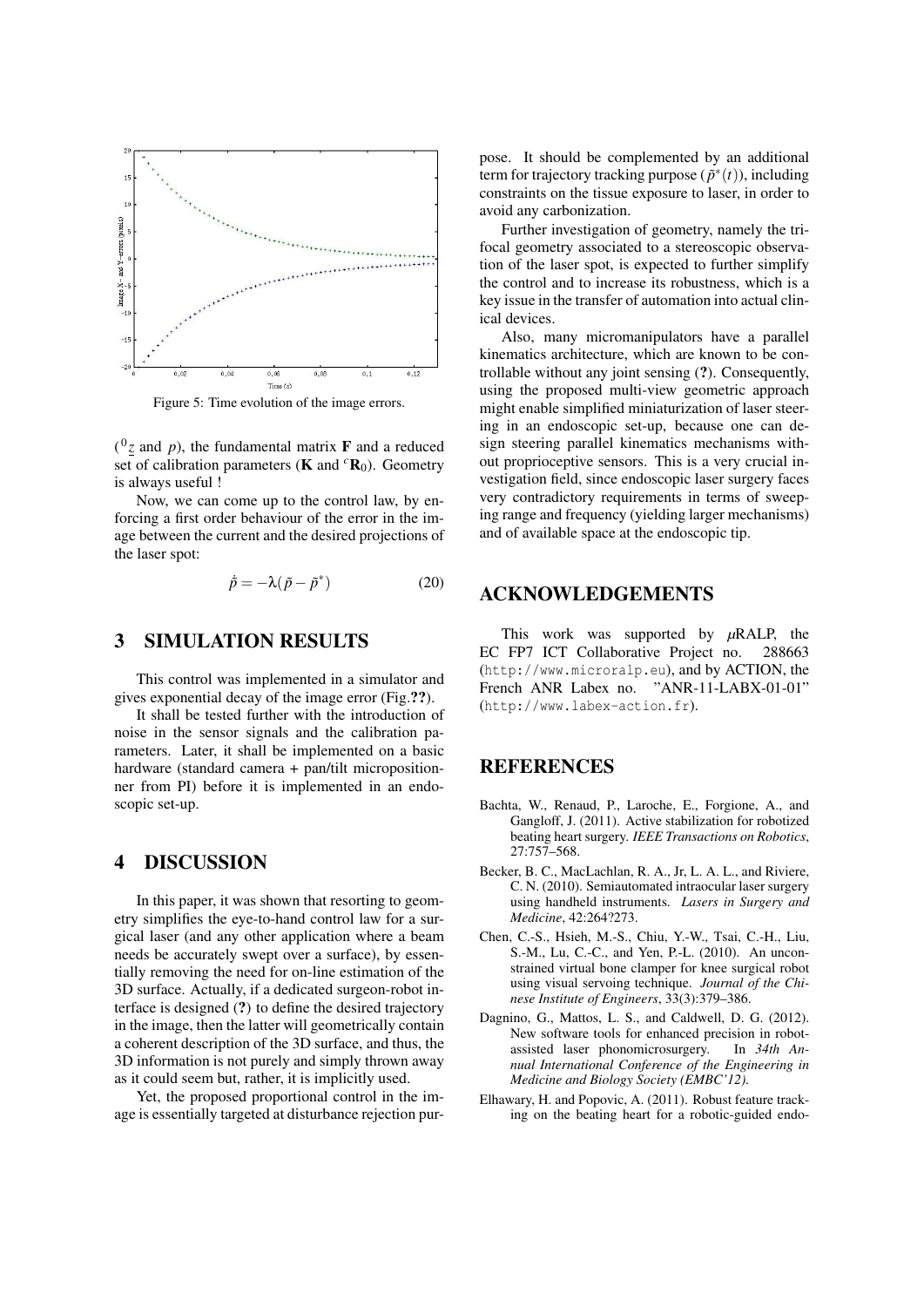Figure 5: Time evolution of the image errors.

($^0\underline{z}$ and $p$), the fundamental matrix $\mathbf{F}$ and a reduced set of calibration parameters ($\mathbf{K}$ and ${}^c\mathbf{R}_0$). Geometry is always useful !

Now, we can come up to the control law, by enforcing a first order behaviour of the error in the image between the current and the desired projections of the laser spot:

$$\dot{\tilde{p}} = -\lambda(\tilde{p} - \tilde{p}^*) \tag{20}$$

## 3 SIMULATION RESULTS

This control was implemented in a simulator and gives exponential decay of the image error (Fig.??).

It shall be tested further with the introduction of noise in the sensor signals and the calibration parameters. Later, it shall be implemented on a basic hardware (standard camera + pan/tilt micropositionner from PI) before it is implemented in an endoscopic set-up.

## 4 DISCUSSION

In this paper, it was shown that resorting to geometry simplifies the eye-to-hand control law for a surgical laser (and any other application where a beam needs be accurately swept over a surface), by essentially removing the need for on-line estimation of the 3D surface. Actually, if a dedicated surgeon-robot interface is designed (?) to define the desired trajectory in the image, then the latter will geometrically contain a coherent description of the 3D surface, and thus, the 3D information is not purely and simply thrown away as it could seem but, rather, it is implicitly used.

Yet, the proposed proportional control in the image is essentially targeted at disturbance rejection purpose. It should be complemented by an additional term for trajectory tracking purpose ($\tilde{p}^*(t)$), including constraints on the tissue exposure to laser, in order to avoid any carbonization.

Further investigation of geometry, namely the trifocal geometry associated to a stereoscopic observation of the laser spot, is expected to further simplify the control and to increase its robustness, which is a key issue in the transfer of automation into actual clinical devices.

Also, many micromanipulators have a parallel kinematics architecture, which are known to be controllable without any joint sensing (?). Consequently, using the proposed multi-view geometric approach might enable simplified miniaturization of laser steering in an endoscopic set-up, because one can design steering parallel kinematics mechanisms without proprioceptive sensors. This is a very crucial investigation field, since endoscopic laser surgery faces very contradictory requirements in terms of sweeping range and frequency (yielding larger mechanisms) and of available space at the endoscopic tip.

## ACKNOWLEDGEMENTS

This work was supported by $\mu$RALP, the EC FP7 ICT Collaborative Project no. 288663 (http://www.microralp.eu), and by ACTION, the French ANR Labex no. "ANR-11-LABX-01-01" (http://www.labex-action.fr).

## REFERENCES

Bachta, W., Renaud, P., Laroche, E., Forgione, A., and Gangloff, J. (2011). Active stabilization for robotized beating heart surgery. *IEEE Transactions on Robotics*, 27:757–568.

Becker, B. C., MacLachlan, R. A., Jr, L. A. L., and Riviere, C. N. (2010). Semiautomated intraocular laser surgery using handheld instruments. *Lasers in Surgery and Medicine*, 42:264?273.

Chen, C.-S., Hsieh, M.-S., Chiu, Y.-W., Tsai, C.-H., Liu, S.-M., Lu, C.-C., and Yen, P.-L. (2010). An unconstrained virtual bone clamper for knee surgical robot using visual servoing technique. *Journal of the Chinese Institute of Engineers*, 33(3):379–386.

Dagnino, G., Mattos, L. S., and Caldwell, D. G. (2012). New software tools for enhanced precision in robot-assisted laser phonomicrosurgery. In *34th Annual International Conference of the Engineering in Medicine and Biology Society (EMBC'12)*.

Elhawary, H. and Popovic, A. (2011). Robust feature tracking on the beating heart for a robotic-guided endo-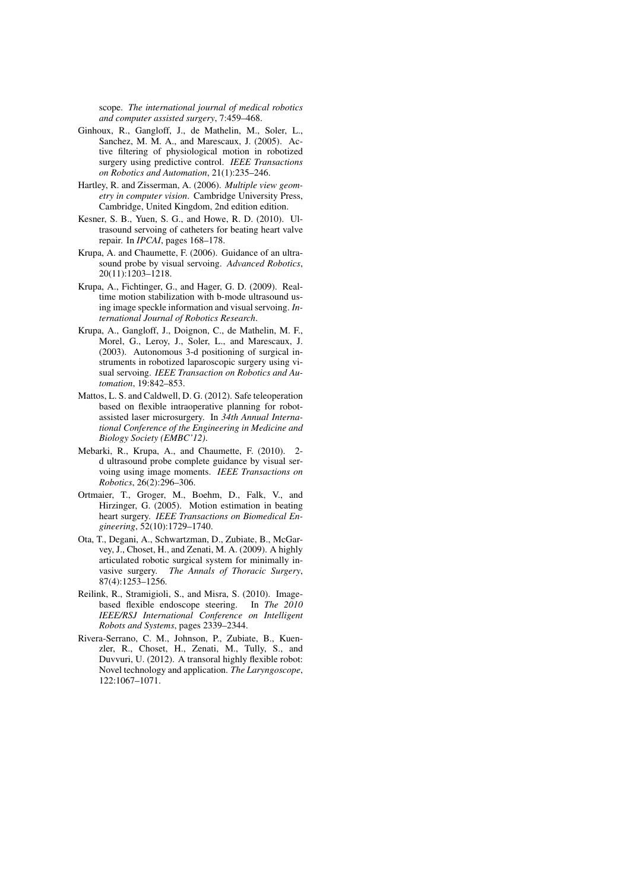scope. *The international journal of medical robotics and computer assisted surgery*, 7:459–468.

Ginhoux, R., Gangloff, J., de Mathelin, M., Soler, L., Sanchez, M. M. A., and Marescaux, J. (2005). Active filtering of physiological motion in robotized surgery using predictive control. *IEEE Transactions on Robotics and Automation*, 21(1):235–246.

Hartley, R. and Zisserman, A. (2006). *Multiple view geometry in computer vision*. Cambridge University Press, Cambridge, United Kingdom, 2nd edition edition.

Kesner, S. B., Yuen, S. G., and Howe, R. D. (2010). Ultrasound servoing of catheters for beating heart valve repair. In *IPCAI*, pages 168–178.

Krupa, A. and Chaumette, F. (2006). Guidance of an ultrasound probe by visual servoing. *Advanced Robotics*, 20(11):1203–1218.

Krupa, A., Fichtinger, G., and Hager, G. D. (2009). Real-time motion stabilization with b-mode ultrasound using image speckle information and visual servoing. *International Journal of Robotics Research*.

Krupa, A., Gangloff, J., Doignon, C., de Mathelin, M. F., Morel, G., Leroy, J., Soler, L., and Marescaux, J. (2003). Autonomous 3-d positioning of surgical instruments in robotized laparoscopic surgery using visual servoing. *IEEE Transaction on Robotics and Automation*, 19:842–853.

Mattos, L. S. and Caldwell, D. G. (2012). Safe teleoperation based on flexible intraoperative planning for robot-assisted laser microsurgery. In *34th Annual International Conference of the Engineering in Medicine and Biology Society (EMBC'12)*.

Mebarki, R., Krupa, A., and Chaumette, F. (2010). 2-d ultrasound probe complete guidance by visual servoing using image moments. *IEEE Transactions on Robotics*, 26(2):296–306.

Ortmaier, T., Groger, M., Boehm, D., Falk, V., and Hirzinger, G. (2005). Motion estimation in beating heart surgery. *IEEE Transactions on Biomedical Engineering*, 52(10):1729–1740.

Ota, T., Degani, A., Schwartzman, D., Zubiate, B., McGarvey, J., Choset, H., and Zenati, M. A. (2009). A highly articulated robotic surgical system for minimally invasive surgery. *The Annals of Thoracic Surgery*, 87(4):1253–1256.

Reilink, R., Stramigioli, S., and Misra, S. (2010). Image-based flexible endoscope steering. In *The 2010 IEEE/RSJ International Conference on Intelligent Robots and Systems*, pages 2339–2344.

Rivera-Serrano, C. M., Johnson, P., Zubiate, B., Kuenzler, R., Choset, H., Zenati, M., Tully, S., and Duvvuri, U. (2012). A transoral highly flexible robot: Novel technology and application. *The Laryngoscope*, 122:1067–1071.